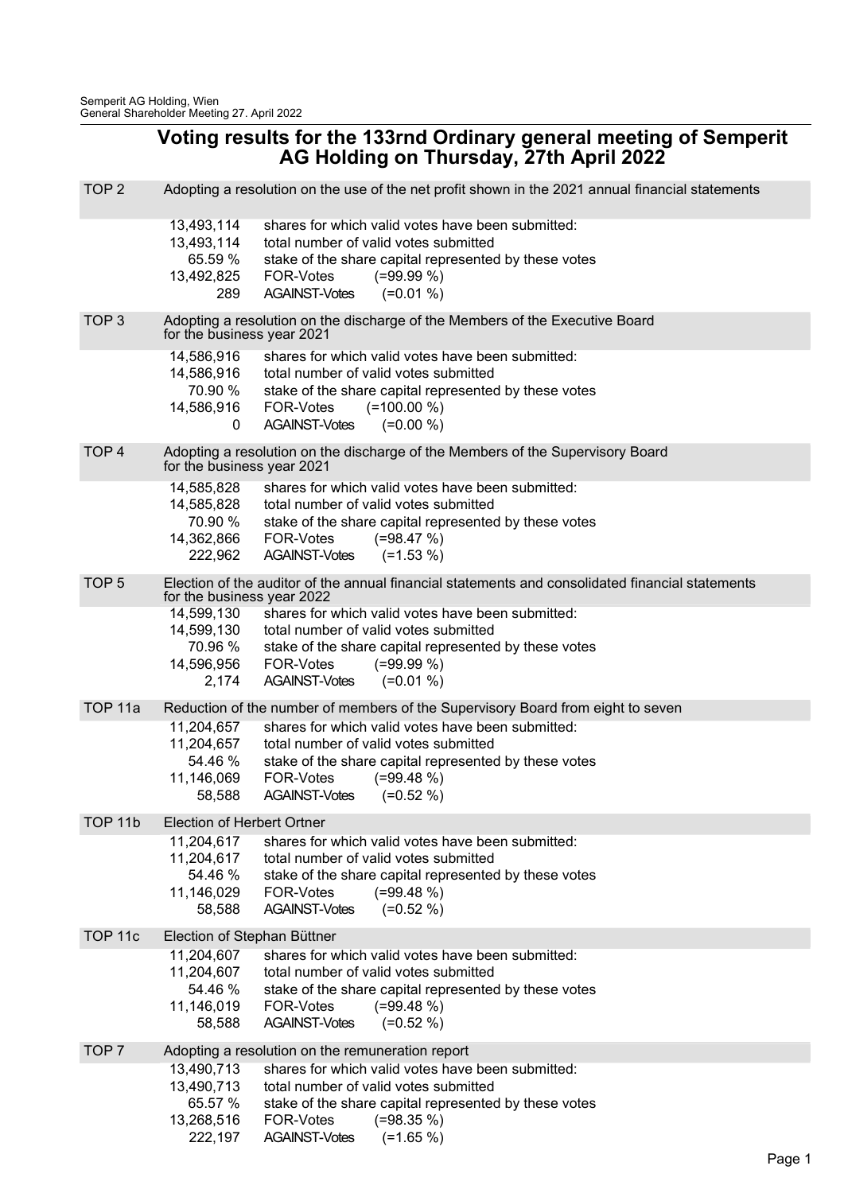# Voting results for the 133rnd Ordinary general meeting of Semperit AG Holding on Thursday, 27th April 2022

**TOP 2** Adopting a resolution on the use of the net profit shown in the 2021 annual financial statements

| | |
|---|---|
| 13,493,114 | shares for which valid votes have been submitted: |
| 13,493,114 | total number of valid votes submitted |
| 65.59 % | stake of the share capital represented by these votes |
| 13,492,825 | FOR-Votes (=99.99 %) |
| 289 | AGAINST-Votes (=0.01 %) |

**TOP 3** Adopting a resolution on the discharge of the Members of the Executive Board for the business year 2021

| | |
|---|---|
| 14,586,916 | shares for which valid votes have been submitted: |
| 14,586,916 | total number of valid votes submitted |
| 70.90 % | stake of the share capital represented by these votes |
| 14,586,916 | FOR-Votes (=100.00 %) |
| 0 | AGAINST-Votes (=0.00 %) |

**TOP 4** Adopting a resolution on the discharge of the Members of the Supervisory Board for the business year 2021

| | |
|---|---|
| 14,585,828 | shares for which valid votes have been submitted: |
| 14,585,828 | total number of valid votes submitted |
| 70.90 % | stake of the share capital represented by these votes |
| 14,362,866 | FOR-Votes (=98.47 %) |
| 222,962 | AGAINST-Votes (=1.53 %) |

**TOP 5** Election of the auditor of the annual financial statements and consolidated financial statements for the business year 2022

| | |
|---|---|
| 14,599,130 | shares for which valid votes have been submitted: |
| 14,599,130 | total number of valid votes submitted |
| 70.96 % | stake of the share capital represented by these votes |
| 14,596,956 | FOR-Votes (=99.99 %) |
| 2,174 | AGAINST-Votes (=0.01 %) |

**TOP 11a** Reduction of the number of members of the Supervisory Board from eight to seven

| | |
|---|---|
| 11,204,657 | shares for which valid votes have been submitted: |
| 11,204,657 | total number of valid votes submitted |
| 54.46 % | stake of the share capital represented by these votes |
| 11,146,069 | FOR-Votes (=99.48 %) |
| 58,588 | AGAINST-Votes (=0.52 %) |

**TOP 11b** Election of Herbert Ortner

| | |
|---|---|
| 11,204,617 | shares for which valid votes have been submitted: |
| 11,204,617 | total number of valid votes submitted |
| 54.46 % | stake of the share capital represented by these votes |
| 11,146,029 | FOR-Votes (=99.48 %) |
| 58,588 | AGAINST-Votes (=0.52 %) |

**TOP 11c** Election of Stephan Büttner

| | |
|---|---|
| 11,204,607 | shares for which valid votes have been submitted: |
| 11,204,607 | total number of valid votes submitted |
| 54.46 % | stake of the share capital represented by these votes |
| 11,146,019 | FOR-Votes (=99.48 %) |
| 58,588 | AGAINST-Votes (=0.52 %) |

**TOP 7** Adopting a resolution on the remuneration report

| | |
|---|---|
| 13,490,713 | shares for which valid votes have been submitted: |
| 13,490,713 | total number of valid votes submitted |
| 65.57 % | stake of the share capital represented by these votes |
| 13,268,516 | FOR-Votes (=98.35 %) |
| 222,197 | AGAINST-Votes (=1.65 %) |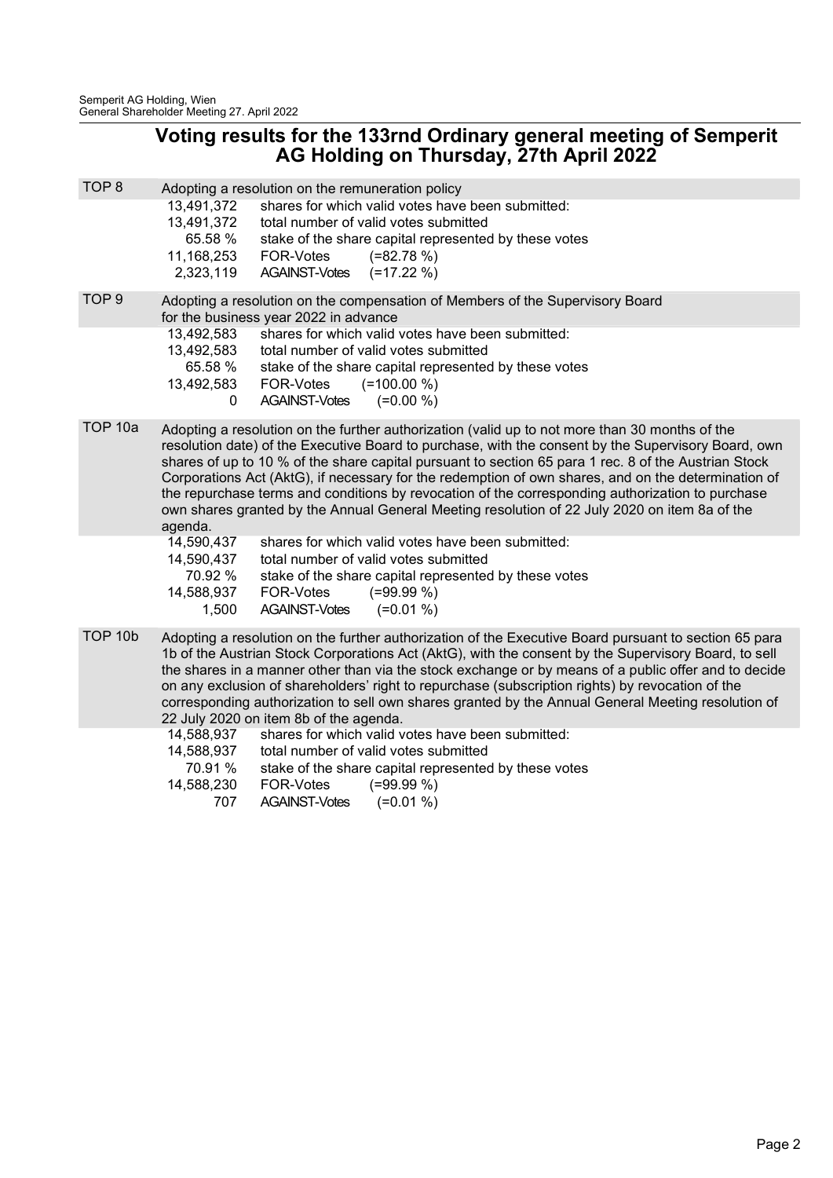# Voting results for the 133rnd Ordinary general meeting of Semperit AG Holding on Thursday, 27th April 2022

| | | |
|---|---|---|
| TOP 8 | Adopting a resolution on the remuneration policy | |
| | 13,491,372 | shares for which valid votes have been submitted: |
| | 13,491,372 | total number of valid votes submitted |
| | 65.58 % | stake of the share capital represented by these votes |
| | 11,168,253 | FOR-Votes (=82.78 %) |
| | 2,323,119 | AGAINST-Votes (=17.22 %) |
| TOP 9 | Adopting a resolution on the compensation of Members of the Supervisory Board for the business year 2022 in advance | |
| | 13,492,583 | shares for which valid votes have been submitted: |
| | 13,492,583 | total number of valid votes submitted |
| | 65.58 % | stake of the share capital represented by these votes |
| | 13,492,583 | FOR-Votes (=100.00 %) |
| | 0 | AGAINST-Votes (=0.00 %) |
| TOP 10a | Adopting a resolution on the further authorization (valid up to not more than 30 months of the resolution date) of the Executive Board to purchase, with the consent by the Supervisory Board, own shares of up to 10 % of the share capital pursuant to section 65 para 1 rec. 8 of the Austrian Stock Corporations Act (AktG), if necessary for the redemption of own shares, and on the determination of the repurchase terms and conditions by revocation of the corresponding authorization to purchase own shares granted by the Annual General Meeting resolution of 22 July 2020 on item 8a of the agenda. | |
| | 14,590,437 | shares for which valid votes have been submitted: |
| | 14,590,437 | total number of valid votes submitted |
| | 70.92 % | stake of the share capital represented by these votes |
| | 14,588,937 | FOR-Votes (=99.99 %) |
| | 1,500 | AGAINST-Votes (=0.01 %) |
| TOP 10b | Adopting a resolution on the further authorization of the Executive Board pursuant to section 65 para 1b of the Austrian Stock Corporations Act (AktG), with the consent by the Supervisory Board, to sell the shares in a manner other than via the stock exchange or by means of a public offer and to decide on any exclusion of shareholders' right to repurchase (subscription rights) by revocation of the corresponding authorization to sell own shares granted by the Annual General Meeting resolution of 22 July 2020 on item 8b of the agenda. | |
| | 14,588,937 | shares for which valid votes have been submitted: |
| | 14,588,937 | total number of valid votes submitted |
| | 70.91 % | stake of the share capital represented by these votes |
| | 14,588,230 | FOR-Votes (=99.99 %) |
| | 707 | AGAINST-Votes (=0.01 %) |